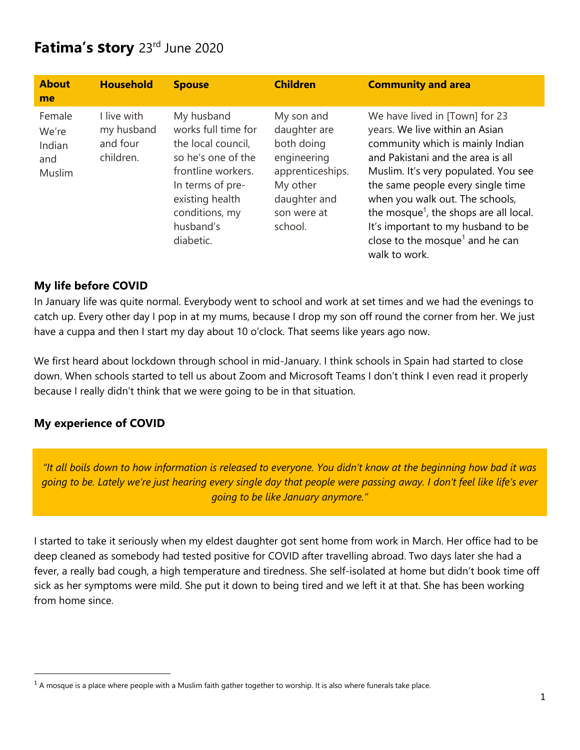# Fatima's story 23rd June 2020

| About me | Household | Spouse | Children | Community and area |
|---|---|---|---|---|
| Female We're Indian and Muslim | I live with my husband and four children. | My husband works full time for the local council, so he's one of the frontline workers. In terms of pre-existing health conditions, my husband's diabetic. | My son and daughter are both doing engineering apprenticeships. My other daughter and son were at school. | We have lived in [Town] for 23 years. We live within an Asian community which is mainly Indian and Pakistani and the area is all Muslim. It's very populated. You see the same people every single time when you walk out. The schools, the mosque[1], the shops are all local. It's important to my husband to be close to the mosque[1] and he can walk to work. |

## My life before COVID

In January life was quite normal. Everybody went to school and work at set times and we had the evenings to catch up. Every other day I pop in at my mums, because I drop my son off round the corner from her. We just have a cuppa and then I start my day about 10 o'clock. That seems like years ago now.

We first heard about lockdown through school in mid-January. I think schools in Spain had started to close down. When schools started to tell us about Zoom and Microsoft Teams I don't think I even read it properly because I really didn't think that we were going to be in that situation.

## My experience of COVID

*"It all boils down to how information is released to everyone. You didn't know at the beginning how bad it was going to be. Lately we're just hearing every single day that people were passing away. I don't feel like life's ever going to be like January anymore."*

I started to take it seriously when my eldest daughter got sent home from work in March. Her office had to be deep cleaned as somebody had tested positive for COVID after travelling abroad. Two days later she had a fever, a really bad cough, a high temperature and tiredness. She self-isolated at home but didn't book time off sick as her symptoms were mild. She put it down to being tired and we left it at that. She has been working from home since.

[1] A mosque is a place where people with a Muslim faith gather together to worship. It is also where funerals take place.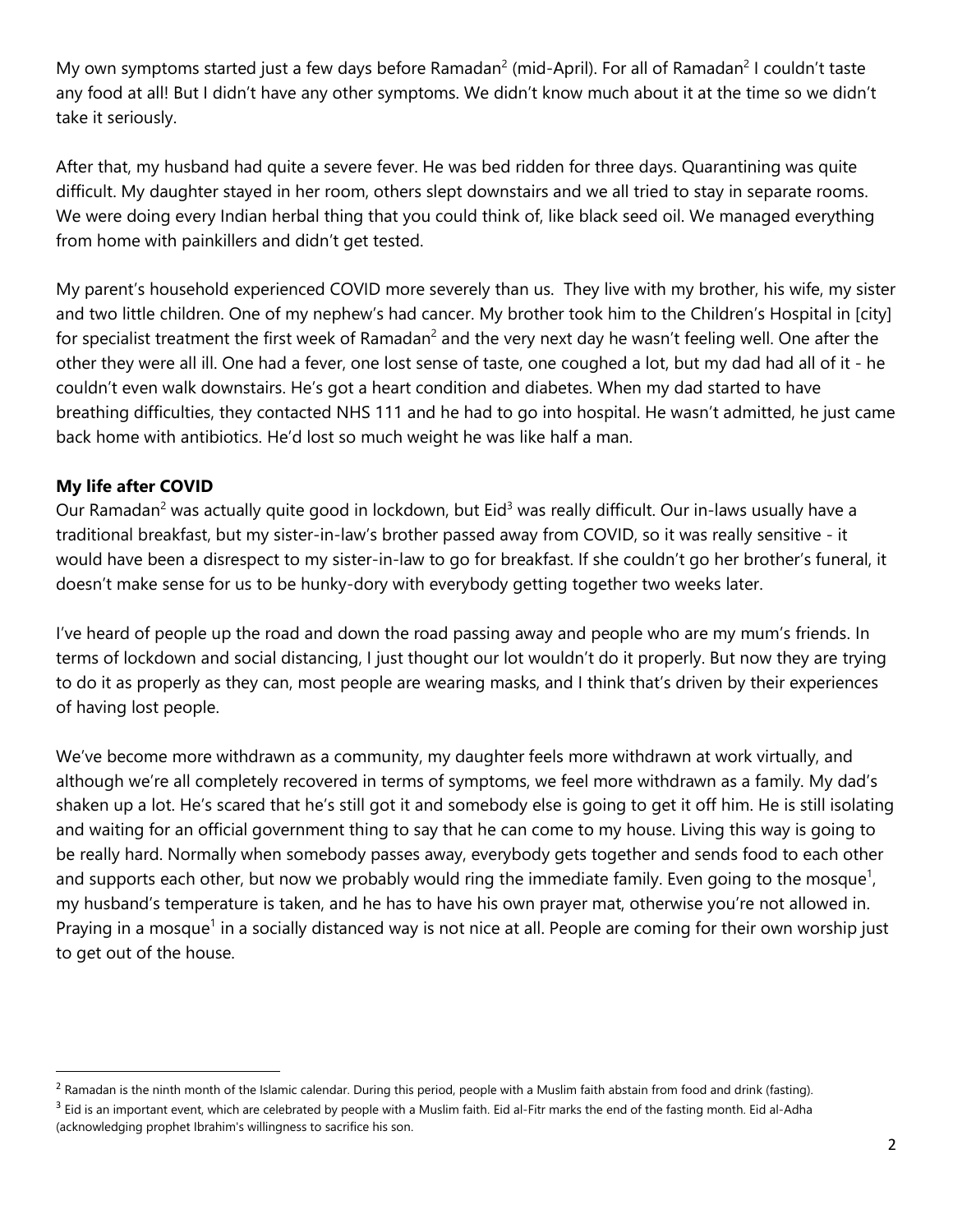My own symptoms started just a few days before Ramadan[2] (mid-April). For all of Ramadan[2] I couldn't taste any food at all! But I didn't have any other symptoms. We didn't know much about it at the time so we didn't take it seriously.

After that, my husband had quite a severe fever. He was bed ridden for three days. Quarantining was quite difficult. My daughter stayed in her room, others slept downstairs and we all tried to stay in separate rooms. We were doing every Indian herbal thing that you could think of, like black seed oil. We managed everything from home with painkillers and didn't get tested.

My parent's household experienced COVID more severely than us. They live with my brother, his wife, my sister and two little children. One of my nephew's had cancer. My brother took him to the Children's Hospital in [city] for specialist treatment the first week of Ramadan[2] and the very next day he wasn't feeling well. One after the other they were all ill. One had a fever, one lost sense of taste, one coughed a lot, but my dad had all of it - he couldn't even walk downstairs. He's got a heart condition and diabetes. When my dad started to have breathing difficulties, they contacted NHS 111 and he had to go into hospital. He wasn't admitted, he just came back home with antibiotics. He'd lost so much weight he was like half a man.

**My life after COVID**

Our Ramadan[2] was actually quite good in lockdown, but Eid[3] was really difficult. Our in-laws usually have a traditional breakfast, but my sister-in-law's brother passed away from COVID, so it was really sensitive - it would have been a disrespect to my sister-in-law to go for breakfast. If she couldn't go her brother's funeral, it doesn't make sense for us to be hunky-dory with everybody getting together two weeks later.

I've heard of people up the road and down the road passing away and people who are my mum's friends. In terms of lockdown and social distancing, I just thought our lot wouldn't do it properly. But now they are trying to do it as properly as they can, most people are wearing masks, and I think that's driven by their experiences of having lost people.

We've become more withdrawn as a community, my daughter feels more withdrawn at work virtually, and although we're all completely recovered in terms of symptoms, we feel more withdrawn as a family. My dad's shaken up a lot. He's scared that he's still got it and somebody else is going to get it off him. He is still isolating and waiting for an official government thing to say that he can come to my house. Living this way is going to be really hard. Normally when somebody passes away, everybody gets together and sends food to each other and supports each other, but now we probably would ring the immediate family. Even going to the mosque[1], my husband's temperature is taken, and he has to have his own prayer mat, otherwise you're not allowed in. Praying in a mosque[1] in a socially distanced way is not nice at all. People are coming for their own worship just to get out of the house.

---

[2] Ramadan is the ninth month of the Islamic calendar. During this period, people with a Muslim faith abstain from food and drink (fasting).

[3] Eid is an important event, which are celebrated by people with a Muslim faith. Eid al-Fitr marks the end of the fasting month. Eid al-Adha (acknowledging prophet Ibrahim's willingness to sacrifice his son.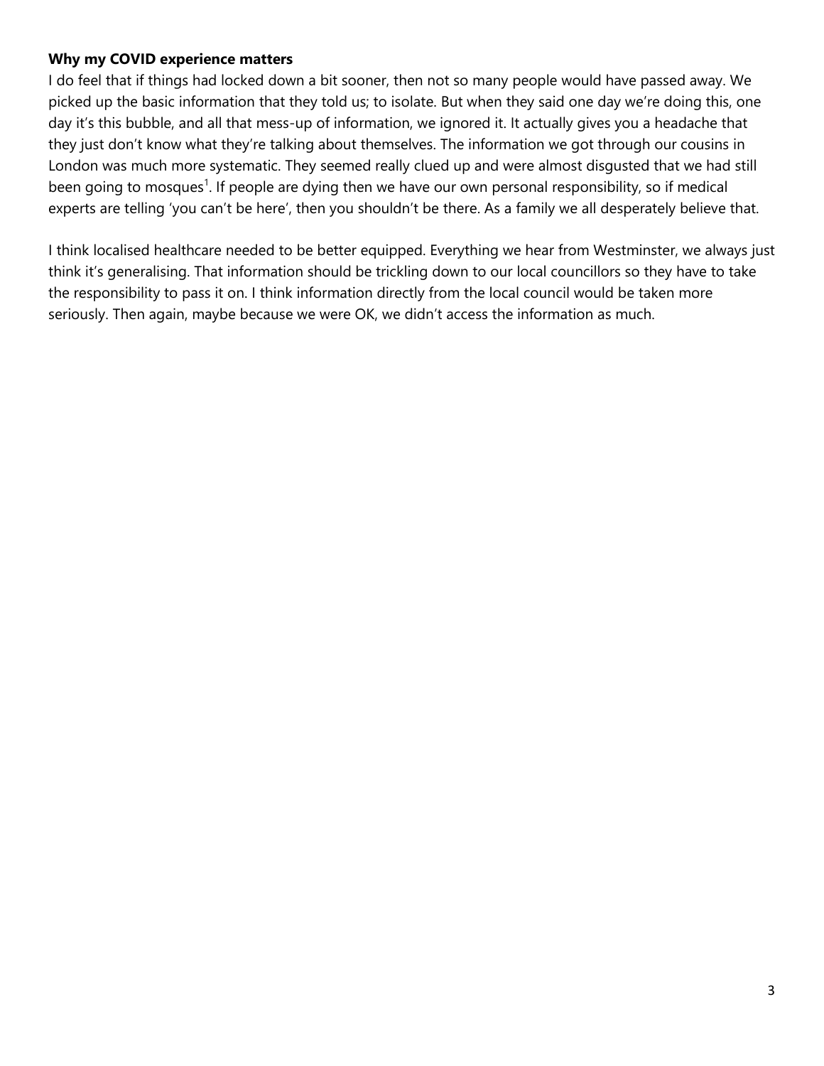**Why my COVID experience matters**

I do feel that if things had locked down a bit sooner, then not so many people would have passed away. We picked up the basic information that they told us; to isolate. But when they said one day we're doing this, one day it's this bubble, and all that mess-up of information, we ignored it. It actually gives you a headache that they just don't know what they're talking about themselves. The information we got through our cousins in London was much more systematic. They seemed really clued up and were almost disgusted that we had still been going to mosques[1]. If people are dying then we have our own personal responsibility, so if medical experts are telling 'you can't be here', then you shouldn't be there. As a family we all desperately believe that.

I think localised healthcare needed to be better equipped. Everything we hear from Westminster, we always just think it's generalising. That information should be trickling down to our local councillors so they have to take the responsibility to pass it on. I think information directly from the local council would be taken more seriously. Then again, maybe because we were OK, we didn't access the information as much.